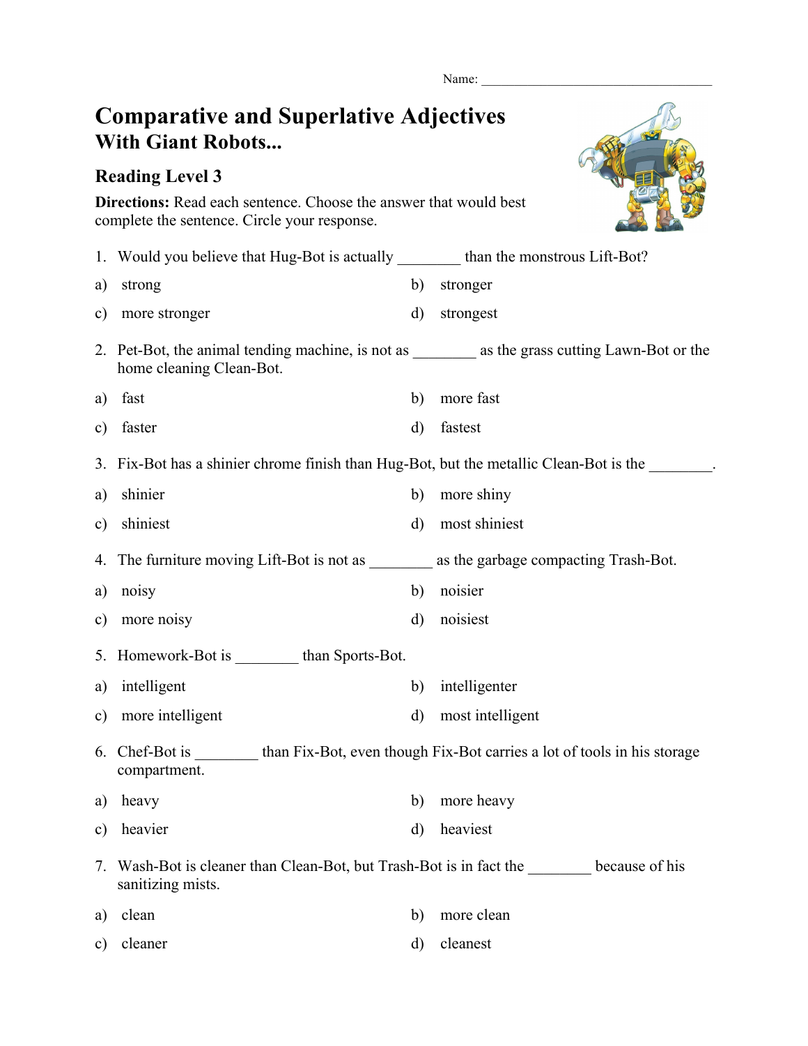Name: ___________________________________

# Comparative and Superlative Adjectives
## With Giant Robots...

### Reading Level 3

**Directions:** Read each sentence. Choose the answer that would best complete the sentence. Circle your response.

1. Would you believe that Hug-Bot is actually ________ than the monstrous Lift-Bot?

a) strong
b) stronger
c) more stronger
d) strongest

2. Pet-Bot, the animal tending machine, is not as ________ as the grass cutting Lawn-Bot or the home cleaning Clean-Bot.

a) fast
b) more fast
c) faster
d) fastest

3. Fix-Bot has a shinier chrome finish than Hug-Bot, but the metallic Clean-Bot is the ________.

a) shinier
b) more shiny
c) shiniest
d) most shiniest

4. The furniture moving Lift-Bot is not as ________ as the garbage compacting Trash-Bot.

a) noisy
b) noisier
c) more noisy
d) noisiest

5. Homework-Bot is ________ than Sports-Bot.

a) intelligent
b) intelligenter
c) more intelligent
d) most intelligent

6. Chef-Bot is ________ than Fix-Bot, even though Fix-Bot carries a lot of tools in his storage compartment.

a) heavy
b) more heavy
c) heavier
d) heaviest

7. Wash-Bot is cleaner than Clean-Bot, but Trash-Bot is in fact the ________ because of his sanitizing mists.

a) clean
b) more clean
c) cleaner
d) cleanest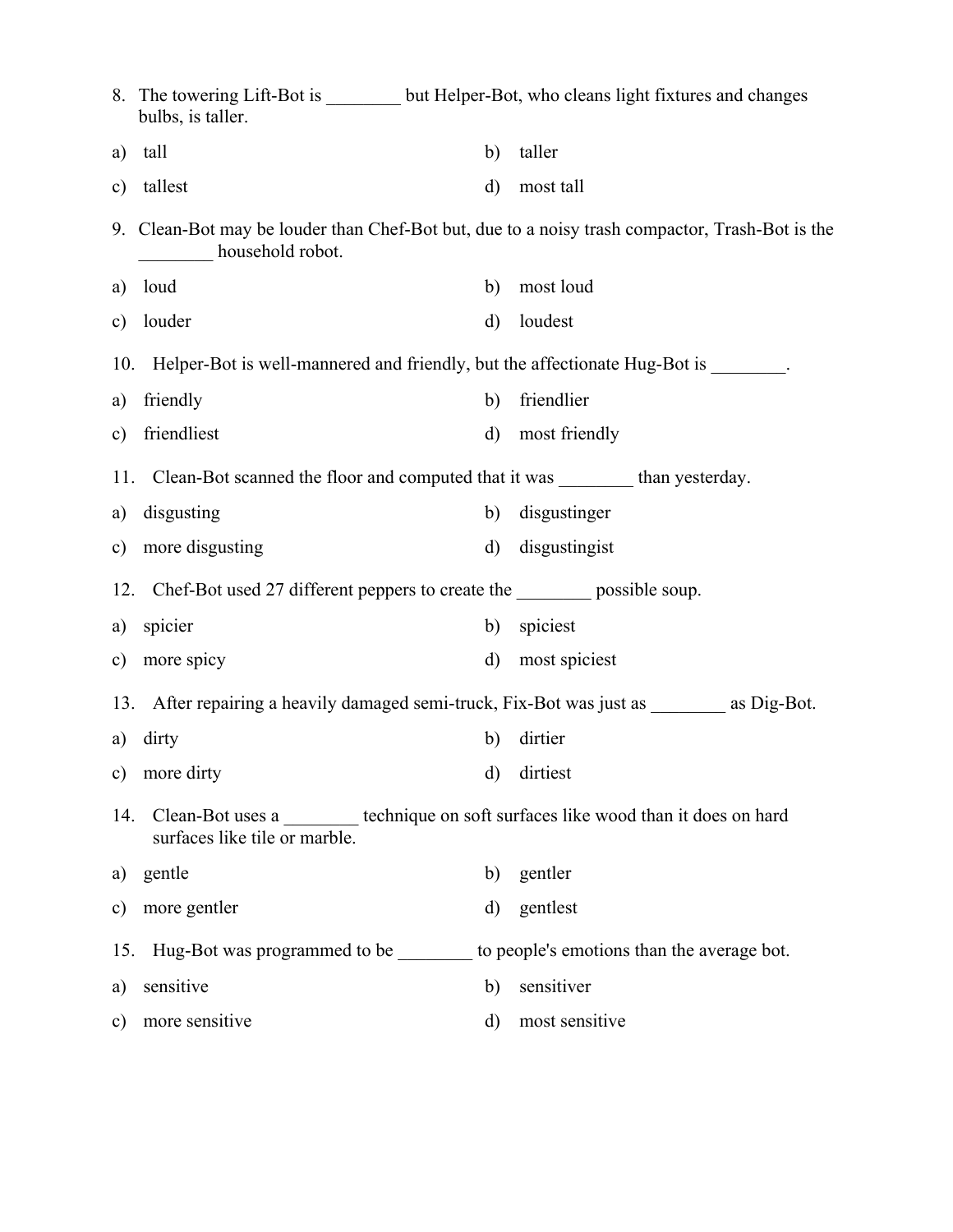8. The towering Lift-Bot is ________ but Helper-Bot, who cleans light fixtures and changes bulbs, is taller.

a) tall
b) taller
c) tallest
d) most tall

9. Clean-Bot may be louder than Chef-Bot but, due to a noisy trash compactor, Trash-Bot is the ________ household robot.

a) loud
b) most loud
c) louder
d) loudest

10. Helper-Bot is well-mannered and friendly, but the affectionate Hug-Bot is ________.

a) friendly
b) friendlier
c) friendliest
d) most friendly

11. Clean-Bot scanned the floor and computed that it was ________ than yesterday.

a) disgusting
b) disgustinger
c) more disgusting
d) disgustingist

12. Chef-Bot used 27 different peppers to create the ________ possible soup.

a) spicier
b) spiciest
c) more spicy
d) most spiciest

13. After repairing a heavily damaged semi-truck, Fix-Bot was just as ________ as Dig-Bot.

a) dirty
b) dirtier
c) more dirty
d) dirtiest

14. Clean-Bot uses a ________ technique on soft surfaces like wood than it does on hard surfaces like tile or marble.

a) gentle
b) gentler
c) more gentler
d) gentlest

15. Hug-Bot was programmed to be ________ to people's emotions than the average bot.

a) sensitive
b) sensitiver
c) more sensitive
d) most sensitive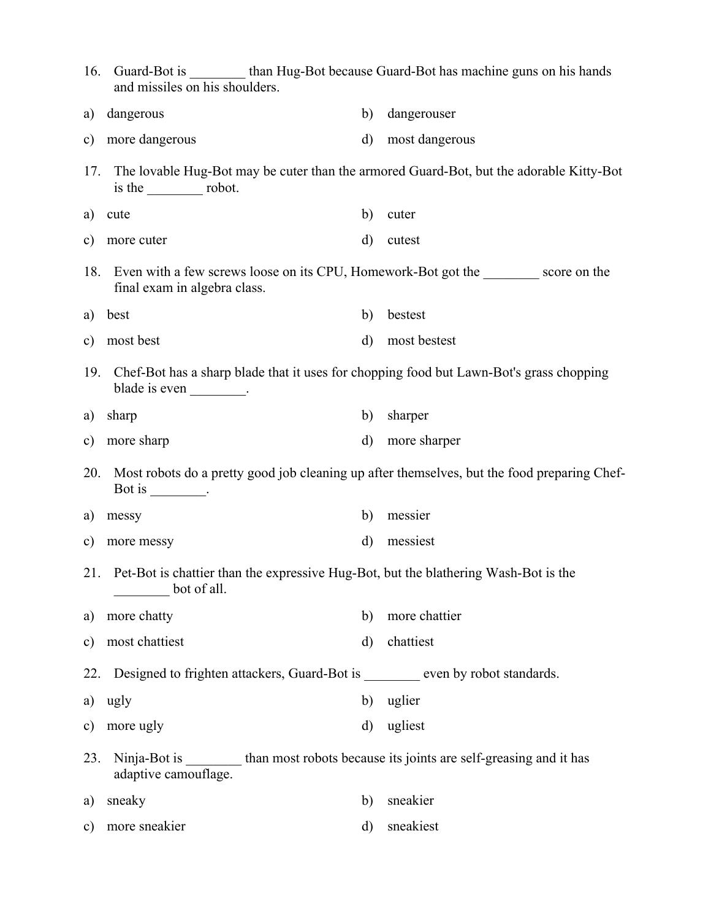16. Guard-Bot is ________ than Hug-Bot because Guard-Bot has machine guns on his hands and missiles on his shoulders.

a) dangerous
b) dangerouser
c) more dangerous
d) most dangerous

17. The lovable Hug-Bot may be cuter than the armored Guard-Bot, but the adorable Kitty-Bot is the ________ robot.

a) cute
b) cuter
c) more cuter
d) cutest

18. Even with a few screws loose on its CPU, Homework-Bot got the ________ score on the final exam in algebra class.

a) best
b) bestest
c) most best
d) most bestest

19. Chef-Bot has a sharp blade that it uses for chopping food but Lawn-Bot's grass chopping blade is even ________.

a) sharp
b) sharper
c) more sharp
d) more sharper

20. Most robots do a pretty good job cleaning up after themselves, but the food preparing Chef-Bot is ________.

a) messy
b) messier
c) more messy
d) messiest

21. Pet-Bot is chattier than the expressive Hug-Bot, but the blathering Wash-Bot is the ________ bot of all.

a) more chatty
b) more chattier
c) most chattiest
d) chattiest

22. Designed to frighten attackers, Guard-Bot is ________ even by robot standards.

a) ugly
b) uglier
c) more ugly
d) ugliest

23. Ninja-Bot is ________ than most robots because its joints are self-greasing and it has adaptive camouflage.

a) sneaky
b) sneakier
c) more sneakier
d) sneakiest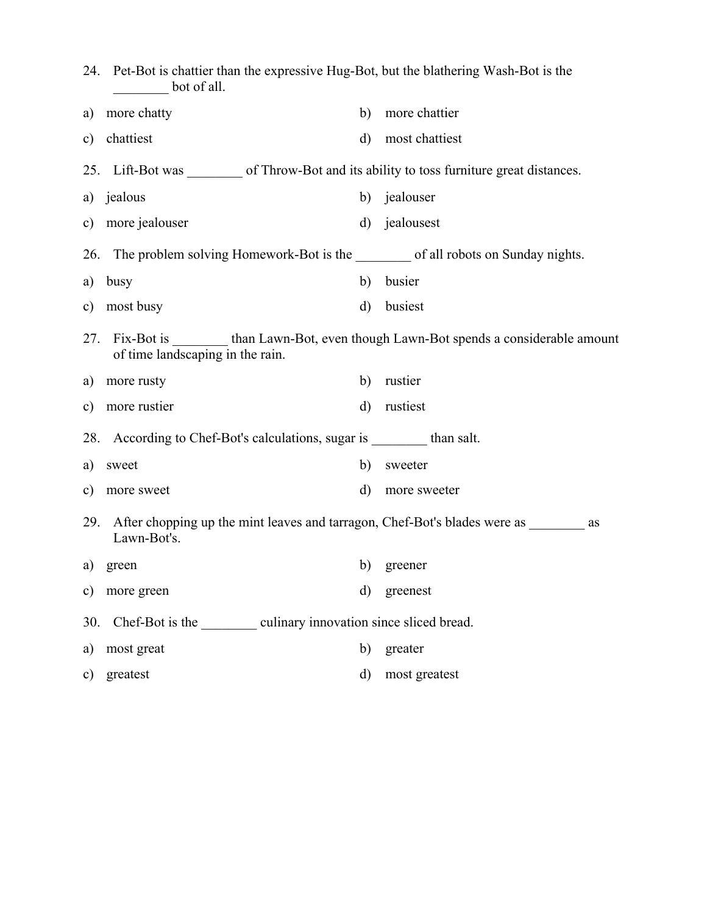24. Pet-Bot is chattier than the expressive Hug-Bot, but the blathering Wash-Bot is the ________ bot of all.

a) more chatty  
b) more chattier  
c) chattiest  
d) most chattiest

25. Lift-Bot was ________ of Throw-Bot and its ability to toss furniture great distances.

a) jealous  
b) jealouser  
c) more jealouser  
d) jealousest

26. The problem solving Homework-Bot is the ________ of all robots on Sunday nights.

a) busy  
b) busier  
c) most busy  
d) busiest

27. Fix-Bot is ________ than Lawn-Bot, even though Lawn-Bot spends a considerable amount of time landscaping in the rain.

a) more rusty  
b) rustier  
c) more rustier  
d) rustiest

28. According to Chef-Bot's calculations, sugar is ________ than salt.

a) sweet  
b) sweeter  
c) more sweet  
d) more sweeter

29. After chopping up the mint leaves and tarragon, Chef-Bot's blades were as ________ as Lawn-Bot's.

a) green  
b) greener  
c) more green  
d) greenest

30. Chef-Bot is the ________ culinary innovation since sliced bread.

a) most great  
b) greater  
c) greatest  
d) most greatest